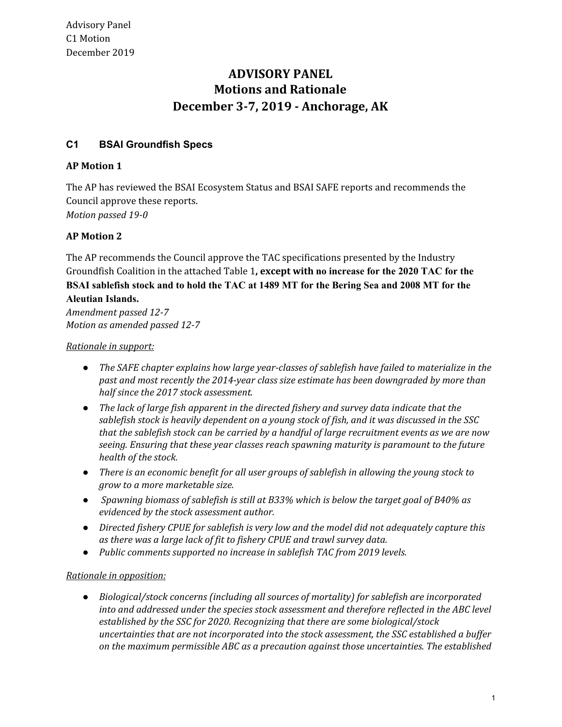Advisory Panel
C1 Motion
December 2019

# ADVISORY PANEL
# Motions and Rationale
# December 3-7, 2019 - Anchorage, AK

## C1 BSAI Groundfish Specs

### AP Motion 1

The AP has reviewed the BSAI Ecosystem Status and BSAI SAFE reports and recommends the Council approve these reports.
*Motion passed 19-0*

### AP Motion 2

The AP recommends the Council approve the TAC specifications presented by the Industry Groundfish Coalition in the attached Table 1**, except with no increase for the 2020 TAC for the BSAI sablefish stock and to hold the TAC at 1489 MT for the Bering Sea and 2008 MT for the Aleutian Islands.**
*Amendment passed 12-7*
*Motion as amended passed 12-7*

<u>*Rationale in support:*</u>

- *The SAFE chapter explains how large year-classes of sablefish have failed to materialize in the past and most recently the 2014-year class size estimate has been downgraded by more than half since the 2017 stock assessment.*
- *The lack of large fish apparent in the directed fishery and survey data indicate that the sablefish stock is heavily dependent on a young stock of fish, and it was discussed in the SSC that the sablefish stock can be carried by a handful of large recruitment events as we are now seeing. Ensuring that these year classes reach spawning maturity is paramount to the future health of the stock.*
- *There is an economic benefit for all user groups of sablefish in allowing the young stock to grow to a more marketable size.*
- *Spawning biomass of sablefish is still at B33% which is below the target goal of B40% as evidenced by the stock assessment author.*
- *Directed fishery CPUE for sablefish is very low and the model did not adequately capture this as there was a large lack of fit to fishery CPUE and trawl survey data.*
- *Public comments supported no increase in sablefish TAC from 2019 levels.*

<u>*Rationale in opposition:*</u>

- *Biological/stock concerns (including all sources of mortality) for sablefish are incorporated into and addressed under the species stock assessment and therefore reflected in the ABC level established by the SSC for 2020. Recognizing that there are some biological/stock uncertainties that are not incorporated into the stock assessment, the SSC established a buffer on the maximum permissible ABC as a precaution against those uncertainties. The established*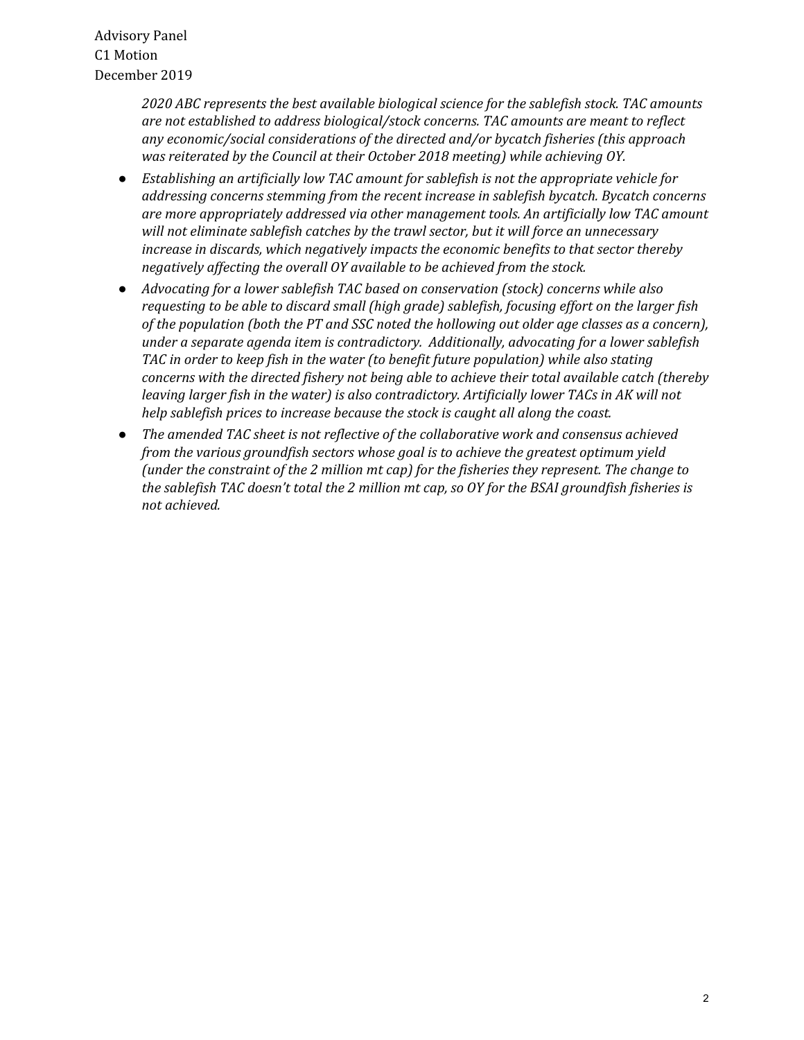*2020 ABC represents the best available biological science for the sablefish stock. TAC amounts are not established to address biological/stock concerns. TAC amounts are meant to reflect any economic/social considerations of the directed and/or bycatch fisheries (this approach was reiterated by the Council at their October 2018 meeting) while achieving OY.*

- *Establishing an artificially low TAC amount for sablefish is not the appropriate vehicle for addressing concerns stemming from the recent increase in sablefish bycatch. Bycatch concerns are more appropriately addressed via other management tools. An artificially low TAC amount will not eliminate sablefish catches by the trawl sector, but it will force an unnecessary increase in discards, which negatively impacts the economic benefits to that sector thereby negatively affecting the overall OY available to be achieved from the stock.*
- *Advocating for a lower sablefish TAC based on conservation (stock) concerns while also requesting to be able to discard small (high grade) sablefish, focusing effort on the larger fish of the population (both the PT and SSC noted the hollowing out older age classes as a concern), under a separate agenda item is contradictory. Additionally, advocating for a lower sablefish TAC in order to keep fish in the water (to benefit future population) while also stating concerns with the directed fishery not being able to achieve their total available catch (thereby leaving larger fish in the water) is also contradictory. Artificially lower TACs in AK will not help sablefish prices to increase because the stock is caught all along the coast.*
- *The amended TAC sheet is not reflective of the collaborative work and consensus achieved from the various groundfish sectors whose goal is to achieve the greatest optimum yield (under the constraint of the 2 million mt cap) for the fisheries they represent. The change to the sablefish TAC doesn't total the 2 million mt cap, so OY for the BSAI groundfish fisheries is not achieved.*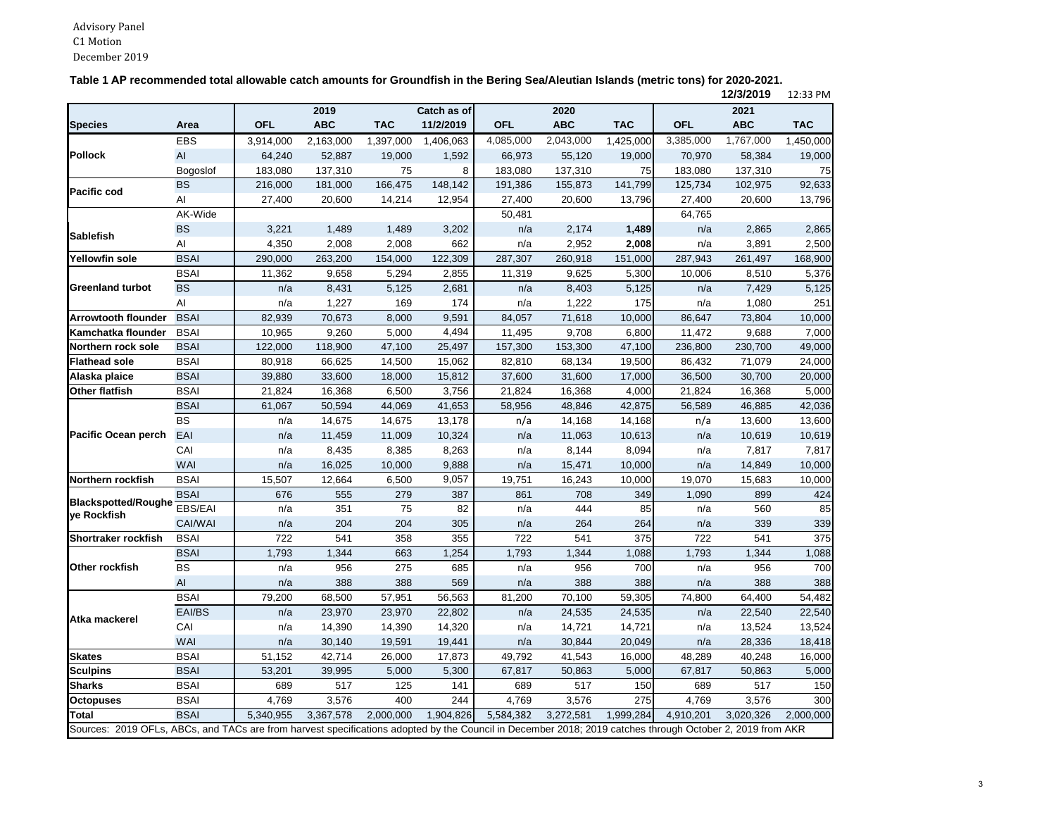Advisory Panel
C1 Motion
December 2019

**Table 1 AP recommended total allowable catch amounts for Groundfish in the Bering Sea/Aleutian Islands (metric tons) for 2020-2021.**

**12/3/2019** 12:33 PM

| Species | Area | 2019 OFL | 2019 ABC | 2019 TAC | Catch as of 11/2/2019 | 2020 OFL | 2020 ABC | 2020 TAC | 2021 OFL | 2021 ABC | 2021 TAC |
|---|---|---|---|---|---|---|---|---|---|---|---|
| **Pollock** | EBS | 3,914,000 | 2,163,000 | 1,397,000 | 1,406,063 | 4,085,000 | 2,043,000 | 1,425,000 | 3,385,000 | 1,767,000 | 1,450,000 |
| | AI | 64,240 | 52,887 | 19,000 | 1,592 | 66,973 | 55,120 | 19,000 | 70,970 | 58,384 | 19,000 |
| | Bogoslof | 183,080 | 137,310 | 75 | 8 | 183,080 | 137,310 | 75 | 183,080 | 137,310 | 75 |
| **Pacific cod** | BS | 216,000 | 181,000 | 166,475 | 148,142 | 191,386 | 155,873 | 141,799 | 125,734 | 102,975 | 92,633 |
| | AI | 27,400 | 20,600 | 14,214 | 12,954 | 27,400 | 20,600 | 13,796 | 27,400 | 20,600 | 13,796 |
| **Sablefish** | AK-Wide | | | | | 50,481 | | | 64,765 | | |
| | BS | 3,221 | 1,489 | 1,489 | 3,202 | n/a | 2,174 | **1,489** | n/a | 2,865 | 2,865 |
| | AI | 4,350 | 2,008 | 2,008 | 662 | n/a | 2,952 | **2,008** | n/a | 3,891 | 2,500 |
| **Yellowfin sole** | BSAI | 290,000 | 263,200 | 154,000 | 122,309 | 287,307 | 260,918 | 151,000 | 287,943 | 261,497 | 168,900 |
| **Greenland turbot** | BSAI | 11,362 | 9,658 | 5,294 | 2,855 | 11,319 | 9,625 | 5,300 | 10,006 | 8,510 | 5,376 |
| | BS | n/a | 8,431 | 5,125 | 2,681 | n/a | 8,403 | 5,125 | n/a | 7,429 | 5,125 |
| | AI | n/a | 1,227 | 169 | 174 | n/a | 1,222 | 175 | n/a | 1,080 | 251 |
| **Arrowtooth flounder** | BSAI | 82,939 | 70,673 | 8,000 | 9,591 | 84,057 | 71,618 | 10,000 | 86,647 | 73,804 | 10,000 |
| **Kamchatka flounder** | BSAI | 10,965 | 9,260 | 5,000 | 4,494 | 11,495 | 9,708 | 6,800 | 11,472 | 9,688 | 7,000 |
| **Northern rock sole** | BSAI | 122,000 | 118,900 | 47,100 | 25,497 | 157,300 | 153,300 | 47,100 | 236,800 | 230,700 | 49,000 |
| **Flathead sole** | BSAI | 80,918 | 66,625 | 14,500 | 15,062 | 82,810 | 68,134 | 19,500 | 86,432 | 71,079 | 24,000 |
| **Alaska plaice** | BSAI | 39,880 | 33,600 | 18,000 | 15,812 | 37,600 | 31,600 | 17,000 | 36,500 | 30,700 | 20,000 |
| **Other flatfish** | BSAI | 21,824 | 16,368 | 6,500 | 3,756 | 21,824 | 16,368 | 4,000 | 21,824 | 16,368 | 5,000 |
| **Pacific Ocean perch** | BSAI | 61,067 | 50,594 | 44,069 | 41,653 | 58,956 | 48,846 | 42,875 | 56,589 | 46,885 | 42,036 |
| | BS | n/a | 14,675 | 14,675 | 13,178 | n/a | 14,168 | 14,168 | n/a | 13,600 | 13,600 |
| | EAI | n/a | 11,459 | 11,009 | 10,324 | n/a | 11,063 | 10,613 | n/a | 10,619 | 10,619 |
| | CAI | n/a | 8,435 | 8,385 | 8,263 | n/a | 8,144 | 8,094 | n/a | 7,817 | 7,817 |
| | WAI | n/a | 16,025 | 10,000 | 9,888 | n/a | 15,471 | 10,000 | n/a | 14,849 | 10,000 |
| **Northern rockfish** | BSAI | 15,507 | 12,664 | 6,500 | 9,057 | 19,751 | 16,243 | 10,000 | 19,070 | 15,683 | 10,000 |
| **Blackspotted/Rougheye Rockfish** | BSAI | 676 | 555 | 279 | 387 | 861 | 708 | 349 | 1,090 | 899 | 424 |
| | EBS/EAI | n/a | 351 | 75 | 82 | n/a | 444 | 85 | n/a | 560 | 85 |
| | CAI/WAI | n/a | 204 | 204 | 305 | n/a | 264 | 264 | n/a | 339 | 339 |
| **Shortraker rockfish** | BSAI | 722 | 541 | 358 | 355 | 722 | 541 | 375 | 722 | 541 | 375 |
| **Other rockfish** | BSAI | 1,793 | 1,344 | 663 | 1,254 | 1,793 | 1,344 | 1,088 | 1,793 | 1,344 | 1,088 |
| | BS | n/a | 956 | 275 | 685 | n/a | 956 | 700 | n/a | 956 | 700 |
| | AI | n/a | 388 | 388 | 569 | n/a | 388 | 388 | n/a | 388 | 388 |
| **Atka mackerel** | BSAI | 79,200 | 68,500 | 57,951 | 56,563 | 81,200 | 70,100 | 59,305 | 74,800 | 64,400 | 54,482 |
| | EAI/BS | n/a | 23,970 | 23,970 | 22,802 | n/a | 24,535 | 24,535 | n/a | 22,540 | 22,540 |
| | CAI | n/a | 14,390 | 14,390 | 14,320 | n/a | 14,721 | 14,721 | n/a | 13,524 | 13,524 |
| | WAI | n/a | 30,140 | 19,591 | 19,441 | n/a | 30,844 | 20,049 | n/a | 28,336 | 18,418 |
| **Skates** | BSAI | 51,152 | 42,714 | 26,000 | 17,873 | 49,792 | 41,543 | 16,000 | 48,289 | 40,248 | 16,000 |
| **Sculpins** | BSAI | 53,201 | 39,995 | 5,000 | 5,300 | 67,817 | 50,863 | 5,000 | 67,817 | 50,863 | 5,000 |
| **Sharks** | BSAI | 689 | 517 | 125 | 141 | 689 | 517 | 150 | 689 | 517 | 150 |
| **Octopuses** | BSAI | 4,769 | 3,576 | 400 | 244 | 4,769 | 3,576 | 275 | 4,769 | 3,576 | 300 |
| **Total** | BSAI | 5,340,955 | 3,367,578 | 2,000,000 | 1,904,826 | 5,584,382 | 3,272,581 | 1,999,284 | 4,910,201 | 3,020,326 | 2,000,000 |

Sources: 2019 OFLs, ABCs, and TACs are from harvest specifications adopted by the Council in December 2018; 2019 catches through October 2, 2019 from AKR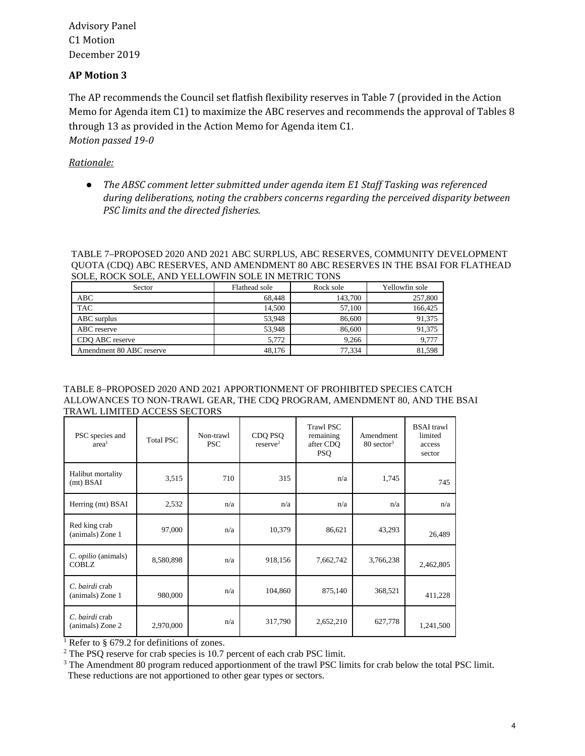Advisory Panel
C1 Motion
December 2019

### AP Motion 3

The AP recommends the Council set flatfish flexibility reserves in Table 7 (provided in the Action Memo for Agenda item C1) to maximize the ABC reserves and recommends the approval of Tables 8 through 13 as provided in the Action Memo for Agenda item C1.
*Motion passed 19-0*

*Rationale:*

- *The ABSC comment letter submitted under agenda item E1 Staff Tasking was referenced during deliberations, noting the crabbers concerns regarding the perceived disparity between PSC limits and the directed fisheries.*

TABLE 7–PROPOSED 2020 AND 2021 ABC SURPLUS, ABC RESERVES, COMMUNITY DEVELOPMENT QUOTA (CDQ) ABC RESERVES, AND AMENDMENT 80 ABC RESERVES IN THE BSAI FOR FLATHEAD SOLE, ROCK SOLE, AND YELLOWFIN SOLE IN METRIC TONS

| Sector | Flathead sole | Rock sole | Yellowfin sole |
|---|---|---|---|
| ABC | 68,448 | 143,700 | 257,800 |
| TAC | 14,500 | 57,100 | 166,425 |
| ABC surplus | 53,948 | 86,600 | 91,375 |
| ABC reserve | 53,948 | 86,600 | 91,375 |
| CDQ ABC reserve | 5,772 | 9,266 | 9,777 |
| Amendment 80 ABC reserve | 48,176 | 77,334 | 81,598 |

TABLE 8–PROPOSED 2020 AND 2021 APPORTIONMENT OF PROHIBITED SPECIES CATCH ALLOWANCES TO NON-TRAWL GEAR, THE CDQ PROGRAM, AMENDMENT 80, AND THE BSAI TRAWL LIMITED ACCESS SECTORS

| PSC species and area[1] | Total PSC | Non-trawl PSC | CDQ PSQ reserve[2] | Trawl PSC remaining after CDQ PSQ | Amendment 80 sector[3] | BSAI trawl limited access sector |
|---|---|---|---|---|---|---|
| Halibut mortality (mt) BSAI | 3,515 | 710 | 315 | n/a | 1,745 | 745 |
| Herring (mt) BSAI | 2,532 | n/a | n/a | n/a | n/a | n/a |
| Red king crab (animals) Zone 1 | 97,000 | n/a | 10,379 | 86,621 | 43,293 | 26,489 |
| *C. opilio* (animals) COBLZ | 8,580,898 | n/a | 918,156 | 7,662,742 | 3,766,238 | 2,462,805 |
| *C. bairdi* crab (animals) Zone 1 | 980,000 | n/a | 104,860 | 875,140 | 368,521 | 411,228 |
| *C. bairdi* crab (animals) Zone 2 | 2,970,000 | n/a | 317,790 | 2,652,210 | 627,778 | 1,241,500 |

[1] Refer to § 679.2 for definitions of zones.
[2] The PSQ reserve for crab species is 10.7 percent of each crab PSC limit.
[3] The Amendment 80 program reduced apportionment of the trawl PSC limits for crab below the total PSC limit. These reductions are not apportioned to other gear types or sectors.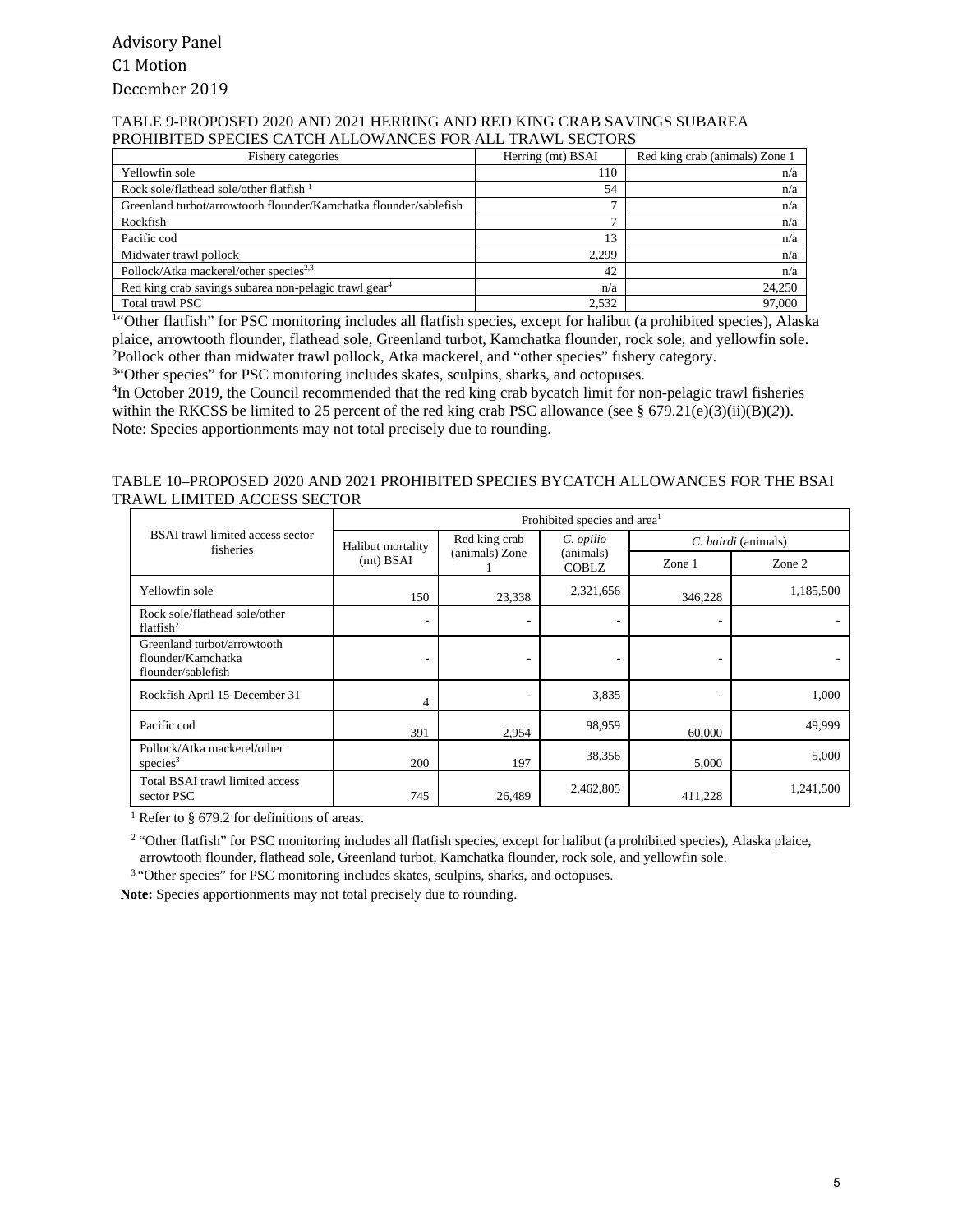Advisory Panel

C1 Motion

December 2019

TABLE 9-PROPOSED 2020 AND 2021 HERRING AND RED KING CRAB SAVINGS SUBAREA PROHIBITED SPECIES CATCH ALLOWANCES FOR ALL TRAWL SECTORS

| Fishery categories | Herring (mt) BSAI | Red king crab (animals) Zone 1 |
|---|---|---|
| Yellowfin sole | 110 | n/a |
| Rock sole/flathead sole/other flatfish [1] | 54 | n/a |
| Greenland turbot/arrowtooth flounder/Kamchatka flounder/sablefish | 7 | n/a |
| Rockfish | 7 | n/a |
| Pacific cod | 13 | n/a |
| Midwater trawl pollock | 2,299 | n/a |
| Pollock/Atka mackerel/other species[2,3] | 42 | n/a |
| Red king crab savings subarea non-pelagic trawl gear[4] | n/a | 24,250 |
| Total trawl PSC | 2,532 | 97,000 |

[1]"Other flatfish" for PSC monitoring includes all flatfish species, except for halibut (a prohibited species), Alaska plaice, arrowtooth flounder, flathead sole, Greenland turbot, Kamchatka flounder, rock sole, and yellowfin sole.
[2]Pollock other than midwater trawl pollock, Atka mackerel, and "other species" fishery category.
[3]"Other species" for PSC monitoring includes skates, sculpins, sharks, and octopuses.
[4]In October 2019, the Council recommended that the red king crab bycatch limit for non-pelagic trawl fisheries within the RKCSS be limited to 25 percent of the red king crab PSC allowance (see § 679.21(e)(3)(ii)(B)(*2*)).
Note: Species apportionments may not total precisely due to rounding.

TABLE 10–PROPOSED 2020 AND 2021 PROHIBITED SPECIES BYCATCH ALLOWANCES FOR THE BSAI TRAWL LIMITED ACCESS SECTOR

| BSAI trawl limited access sector fisheries | Prohibited species and area[1] | | | | |
|---|---|---|---|---|---|
| | Halibut mortality (mt) BSAI | Red king crab (animals) Zone 1 | *C. opilio* (animals) COBLZ | *C. bairdi* (animals) | |
| | | | | Zone 1 | Zone 2 |
| Yellowfin sole | 150 | 23,338 | 2,321,656 | 346,228 | 1,185,500 |
| Rock sole/flathead sole/other flatfish[2] | - | - | - | - | - |
| Greenland turbot/arrowtooth flounder/Kamchatka flounder/sablefish | - | - | - | - | - |
| Rockfish April 15-December 31 | 4 | - | 3,835 | - | 1,000 |
| Pacific cod | 391 | 2,954 | 98,959 | 60,000 | 49,999 |
| Pollock/Atka mackerel/other species[3] | 200 | 197 | 38,356 | 5,000 | 5,000 |
| Total BSAI trawl limited access sector PSC | 745 | 26,489 | 2,462,805 | 411,228 | 1,241,500 |

[1] Refer to § 679.2 for definitions of areas.

[2] "Other flatfish" for PSC monitoring includes all flatfish species, except for halibut (a prohibited species), Alaska plaice, arrowtooth flounder, flathead sole, Greenland turbot, Kamchatka flounder, rock sole, and yellowfin sole.

[3] "Other species" for PSC monitoring includes skates, sculpins, sharks, and octopuses.

**Note:** Species apportionments may not total precisely due to rounding.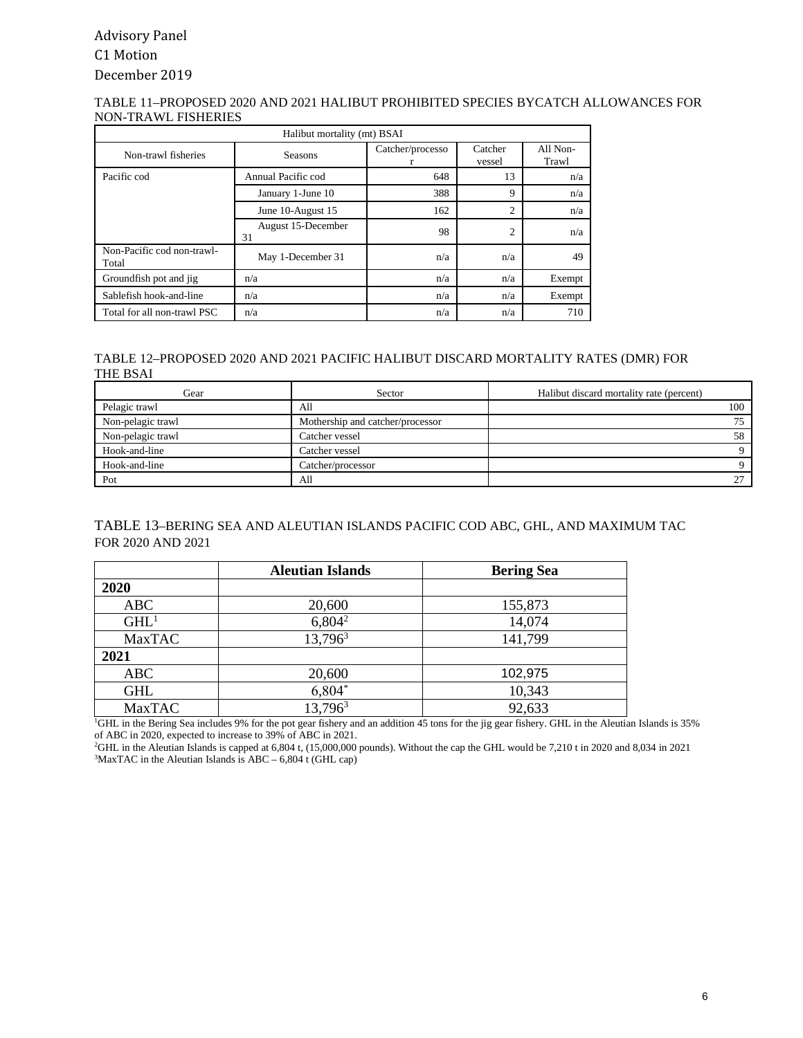Advisory Panel
C1 Motion
December 2019

TABLE 11–PROPOSED 2020 AND 2021 HALIBUT PROHIBITED SPECIES BYCATCH ALLOWANCES FOR NON-TRAWL FISHERIES

| Halibut mortality (mt) BSAI | | | | |
|---|---|---|---|---|
| Non-trawl fisheries | Seasons | Catcher/processor | Catcher vessel | All Non-Trawl |
| Pacific cod | Annual Pacific cod | 648 | 13 | n/a |
| | January 1-June 10 | 388 | 9 | n/a |
| | June 10-August 15 | 162 | 2 | n/a |
| | August 15-December 31 | 98 | 2 | n/a |
| Non-Pacific cod non-trawl-Total | May 1-December 31 | n/a | n/a | 49 |
| Groundfish pot and jig | n/a | n/a | n/a | Exempt |
| Sablefish hook-and-line | n/a | n/a | n/a | Exempt |
| Total for all non-trawl PSC | n/a | n/a | n/a | 710 |

TABLE 12–PROPOSED 2020 AND 2021 PACIFIC HALIBUT DISCARD MORTALITY RATES (DMR) FOR THE BSAI

| Gear | Sector | Halibut discard mortality rate (percent) |
|---|---|---|
| Pelagic trawl | All | 100 |
| Non-pelagic trawl | Mothership and catcher/processor | 75 |
| Non-pelagic trawl | Catcher vessel | 58 |
| Hook-and-line | Catcher vessel | 9 |
| Hook-and-line | Catcher/processor | 9 |
| Pot | All | 27 |

TABLE 13–BERING SEA AND ALEUTIAN ISLANDS PACIFIC COD ABC, GHL, AND MAXIMUM TAC FOR 2020 AND 2021

| | **Aleutian Islands** | **Bering Sea** |
|---|---|---|
| **2020** | | |
| ABC | 20,600 | 155,873 |
| GHL[1] | 6,804[2] | 14,074 |
| MaxTAC | 13,796[3] | 141,799 |
| **2021** | | |
| ABC | 20,600 | 102,975 |
| GHL | 6,804* | 10,343 |
| MaxTAC | 13,796[3] | 92,633 |

[1]GHL in the Bering Sea includes 9% for the pot gear fishery and an addition 45 tons for the jig gear fishery. GHL in the Aleutian Islands is 35% of ABC in 2020, expected to increase to 39% of ABC in 2021.
[2]GHL in the Aleutian Islands is capped at 6,804 t, (15,000,000 pounds). Without the cap the GHL would be 7,210 t in 2020 and 8,034 in 2021
[3]MaxTAC in the Aleutian Islands is ABC – 6,804 t (GHL cap)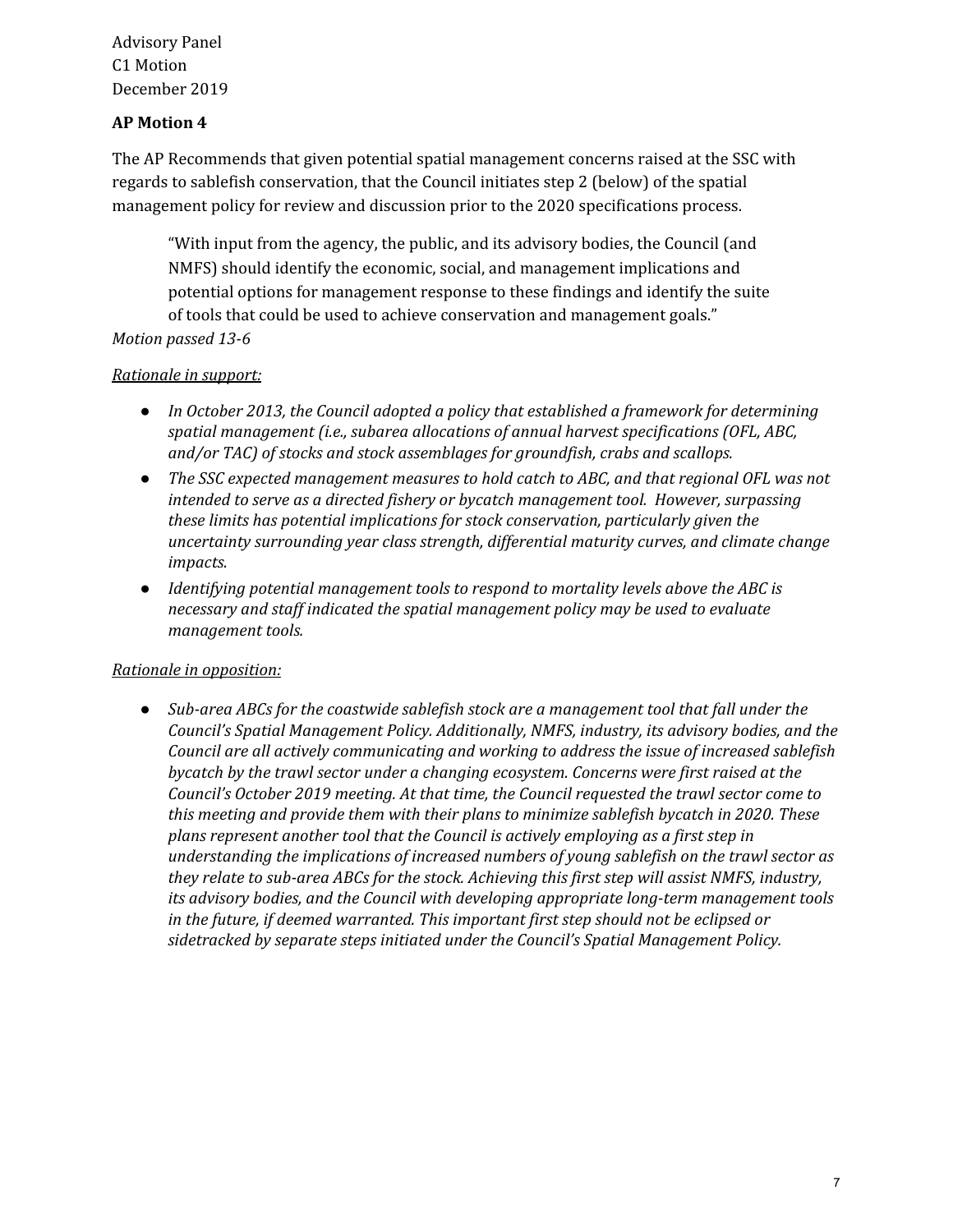Advisory Panel
C1 Motion
December 2019

**AP Motion 4**

The AP Recommends that given potential spatial management concerns raised at the SSC with regards to sablefish conservation, that the Council initiates step 2 (below) of the spatial management policy for review and discussion prior to the 2020 specifications process.

> "With input from the agency, the public, and its advisory bodies, the Council (and NMFS) should identify the economic, social, and management implications and potential options for management response to these findings and identify the suite of tools that could be used to achieve conservation and management goals."

*Motion passed 13-6*

*Rationale in support:*

- *In October 2013, the Council adopted a policy that established a framework for determining spatial management (i.e., subarea allocations of annual harvest specifications (OFL, ABC, and/or TAC) of stocks and stock assemblages for groundfish, crabs and scallops.*
- *The SSC expected management measures to hold catch to ABC, and that regional OFL was not intended to serve as a directed fishery or bycatch management tool. However, surpassing these limits has potential implications for stock conservation, particularly given the uncertainty surrounding year class strength, differential maturity curves, and climate change impacts.*
- *Identifying potential management tools to respond to mortality levels above the ABC is necessary and staff indicated the spatial management policy may be used to evaluate management tools.*

*Rationale in opposition:*

- *Sub-area ABCs for the coastwide sablefish stock are a management tool that fall under the Council's Spatial Management Policy. Additionally, NMFS, industry, its advisory bodies, and the Council are all actively communicating and working to address the issue of increased sablefish bycatch by the trawl sector under a changing ecosystem. Concerns were first raised at the Council's October 2019 meeting. At that time, the Council requested the trawl sector come to this meeting and provide them with their plans to minimize sablefish bycatch in 2020. These plans represent another tool that the Council is actively employing as a first step in understanding the implications of increased numbers of young sablefish on the trawl sector as they relate to sub-area ABCs for the stock. Achieving this first step will assist NMFS, industry, its advisory bodies, and the Council with developing appropriate long-term management tools in the future, if deemed warranted. This important first step should not be eclipsed or sidetracked by separate steps initiated under the Council's Spatial Management Policy.*